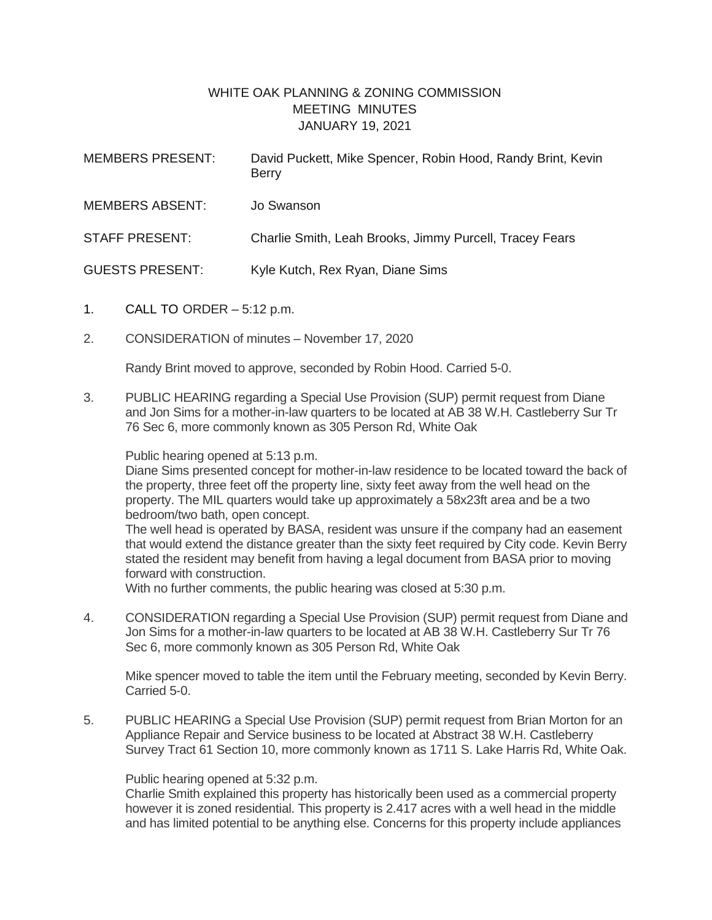# WHITE OAK PLANNING & ZONING COMMISSION
## MEETING MINUTES
## JANUARY 19, 2021

MEMBERS PRESENT: David Puckett, Mike Spencer, Robin Hood, Randy Brint, Kevin Berry

MEMBERS ABSENT: Jo Swanson

STAFF PRESENT: Charlie Smith, Leah Brooks, Jimmy Purcell, Tracey Fears

GUESTS PRESENT: Kyle Kutch, Rex Ryan, Diane Sims

1. CALL TO ORDER – 5:12 p.m.

2. CONSIDERATION of minutes – November 17, 2020

   Randy Brint moved to approve, seconded by Robin Hood. Carried 5-0.

3. PUBLIC HEARING regarding a Special Use Provision (SUP) permit request from Diane and Jon Sims for a mother-in-law quarters to be located at AB 38 W.H. Castleberry Sur Tr 76 Sec 6, more commonly known as 305 Person Rd, White Oak

   Public hearing opened at 5:13 p.m.
   Diane Sims presented concept for mother-in-law residence to be located toward the back of the property, three feet off the property line, sixty feet away from the well head on the property. The MIL quarters would take up approximately a 58x23ft area and be a two bedroom/two bath, open concept.
   The well head is operated by BASA, resident was unsure if the company had an easement that would extend the distance greater than the sixty feet required by City code. Kevin Berry stated the resident may benefit from having a legal document from BASA prior to moving forward with construction.
   With no further comments, the public hearing was closed at 5:30 p.m.

4. CONSIDERATION regarding a Special Use Provision (SUP) permit request from Diane and Jon Sims for a mother-in-law quarters to be located at AB 38 W.H. Castleberry Sur Tr 76 Sec 6, more commonly known as 305 Person Rd, White Oak

   Mike spencer moved to table the item until the February meeting, seconded by Kevin Berry. Carried 5-0.

5. PUBLIC HEARING a Special Use Provision (SUP) permit request from Brian Morton for an Appliance Repair and Service business to be located at Abstract 38 W.H. Castleberry Survey Tract 61 Section 10, more commonly known as 1711 S. Lake Harris Rd, White Oak.

   Public hearing opened at 5:32 p.m.
   Charlie Smith explained this property has historically been used as a commercial property however it is zoned residential. This property is 2.417 acres with a well head in the middle and has limited potential to be anything else. Concerns for this property include appliances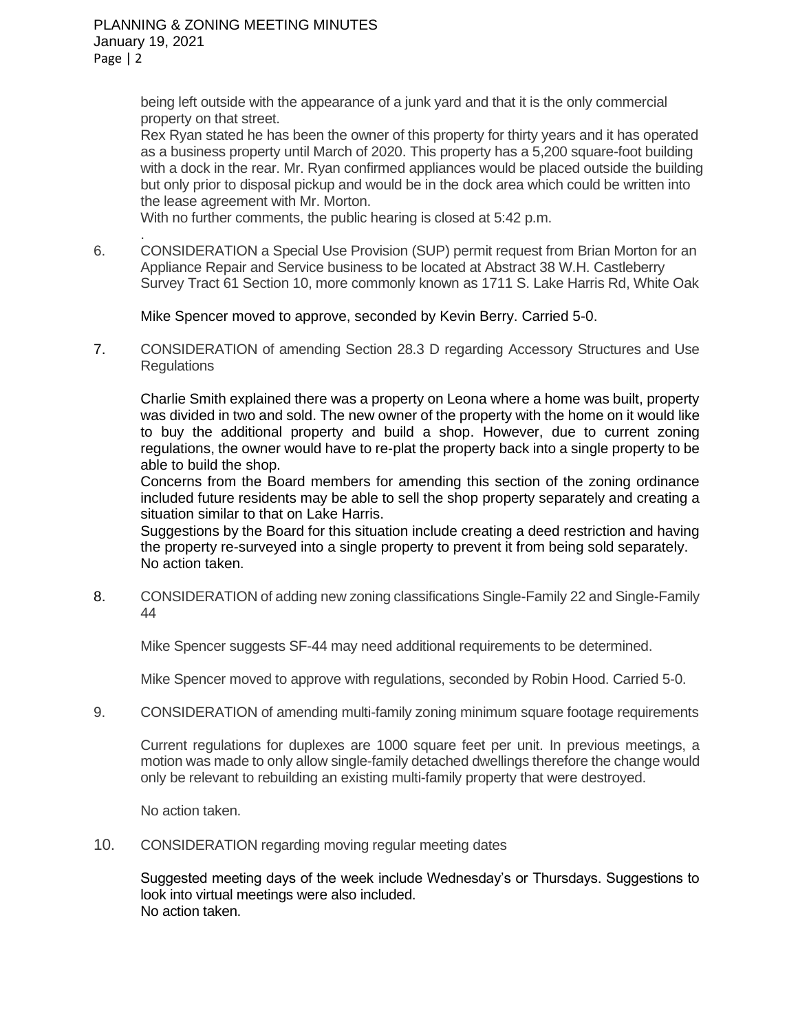being left outside with the appearance of a junk yard and that it is the only commercial property on that street.

Rex Ryan stated he has been the owner of this property for thirty years and it has operated as a business property until March of 2020. This property has a 5,200 square-foot building with a dock in the rear. Mr. Ryan confirmed appliances would be placed outside the building but only prior to disposal pickup and would be in the dock area which could be written into the lease agreement with Mr. Morton.

With no further comments, the public hearing is closed at 5:42 p.m.

6. CONSIDERATION a Special Use Provision (SUP) permit request from Brian Morton for an Appliance Repair and Service business to be located at Abstract 38 W.H. Castleberry Survey Tract 61 Section 10, more commonly known as 1711 S. Lake Harris Rd, White Oak

   Mike Spencer moved to approve, seconded by Kevin Berry. Carried 5-0.

7. CONSIDERATION of amending Section 28.3 D regarding Accessory Structures and Use Regulations

   Charlie Smith explained there was a property on Leona where a home was built, property was divided in two and sold. The new owner of the property with the home on it would like to buy the additional property and build a shop. However, due to current zoning regulations, the owner would have to re-plat the property back into a single property to be able to build the shop.

   Concerns from the Board members for amending this section of the zoning ordinance included future residents may be able to sell the shop property separately and creating a situation similar to that on Lake Harris.

   Suggestions by the Board for this situation include creating a deed restriction and having the property re-surveyed into a single property to prevent it from being sold separately.

   No action taken.

8. CONSIDERATION of adding new zoning classifications Single-Family 22 and Single-Family 44

   Mike Spencer suggests SF-44 may need additional requirements to be determined.

   Mike Spencer moved to approve with regulations, seconded by Robin Hood. Carried 5-0.

9. CONSIDERATION of amending multi-family zoning minimum square footage requirements

   Current regulations for duplexes are 1000 square feet per unit. In previous meetings, a motion was made to only allow single-family detached dwellings therefore the change would only be relevant to rebuilding an existing multi-family property that were destroyed.

   No action taken.

10. CONSIDERATION regarding moving regular meeting dates

   Suggested meeting days of the week include Wednesday's or Thursdays. Suggestions to look into virtual meetings were also included.

   No action taken.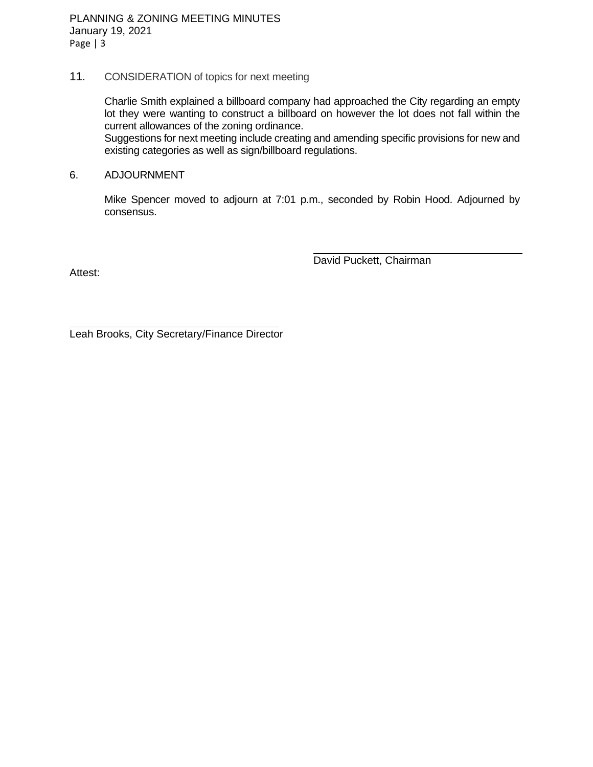11. CONSIDERATION of topics for next meeting

Charlie Smith explained a billboard company had approached the City regarding an empty lot they were wanting to construct a billboard on however the lot does not fall within the current allowances of the zoning ordinance.
Suggestions for next meeting include creating and amending specific provisions for new and existing categories as well as sign/billboard regulations.

6. ADJOURNMENT

Mike Spencer moved to adjourn at 7:01 p.m., seconded by Robin Hood. Adjourned by consensus.

\_\_\_\_\_\_\_\_\_\_\_\_\_\_\_\_\_\_\_\_\_\_\_\_\_\_\_\_\_\_\_\_\_\_\_\_
David Puckett, Chairman

Attest:

\_\_\_\_\_\_\_\_\_\_\_\_\_\_\_\_\_\_\_\_\_\_\_\_\_\_\_\_\_\_\_\_\_\_\_\_
Leah Brooks, City Secretary/Finance Director